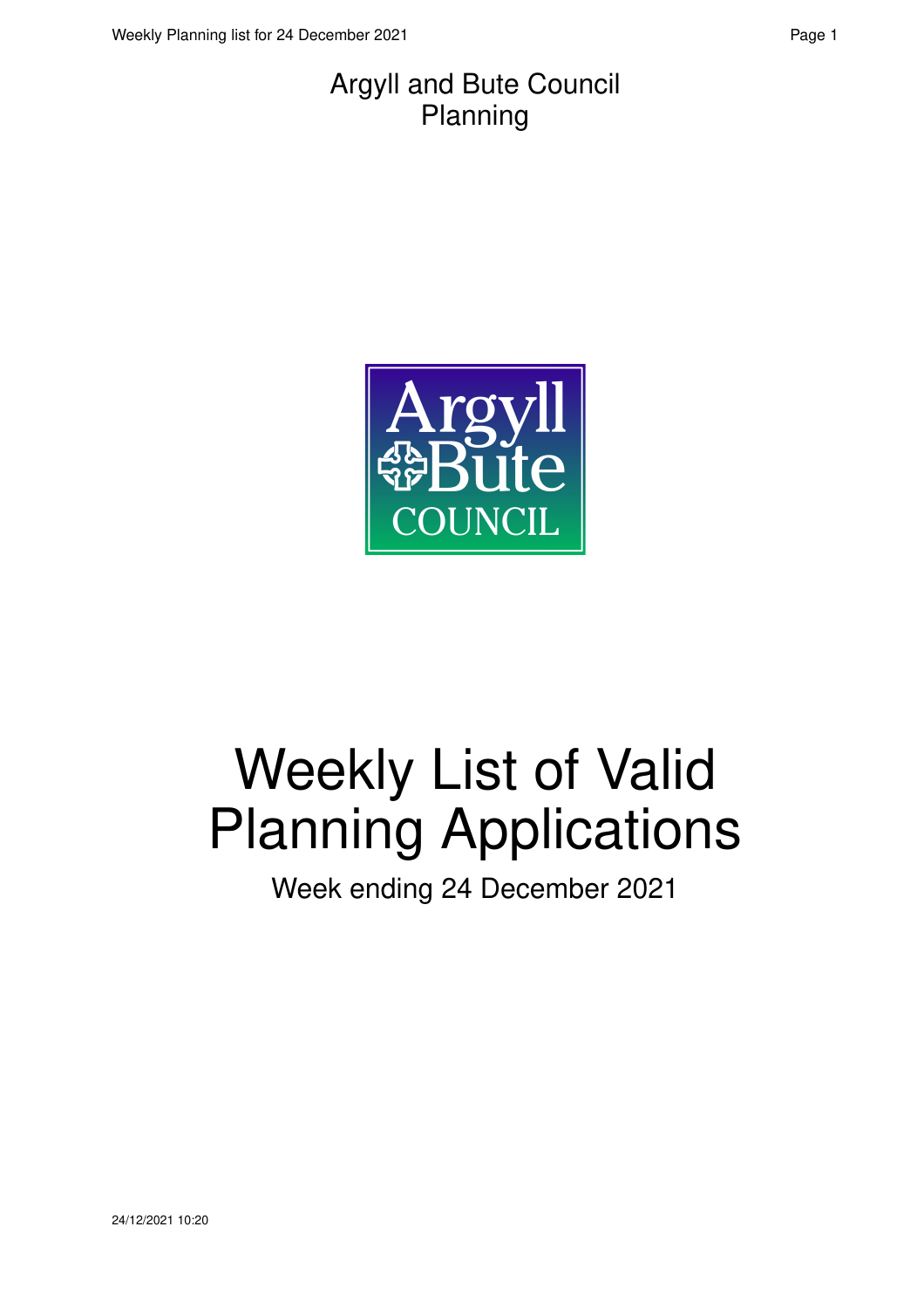Argyll and Bute Council
Planning

# Weekly List of Valid Planning Applications

Week ending 24 December 2021

24/12/2021 10:20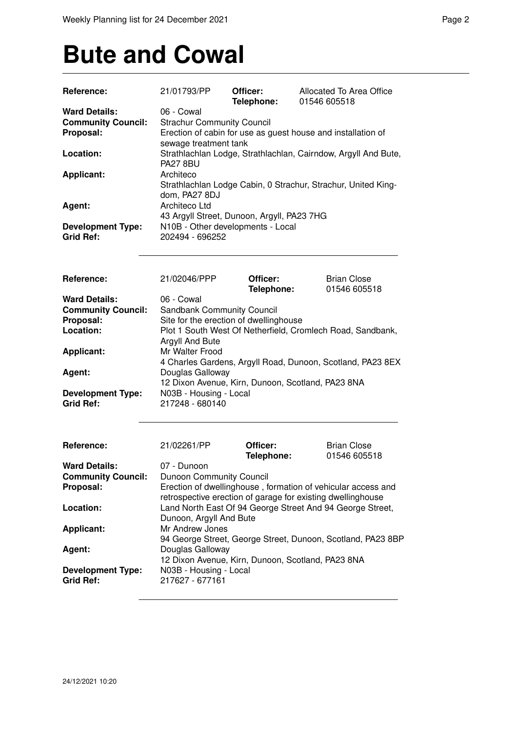# Bute and Cowal

| | | | |
|---|---|---|---|
| **Reference:** | 21/01793/PP | **Officer:** **Telephone:** | Allocated To Area Office 01546 605518 |
| **Ward Details:** | 06 - Cowal | | |
| **Community Council:** | Strachur Community Council | | |
| **Proposal:** | Erection of cabin for use as guest house and installation of sewage treatment tank | | |
| **Location:** | Strathlachlan Lodge, Strathlachlan, Cairndow, Argyll And Bute, PA27 8BU | | |
| **Applicant:** | Architeco Strathlachlan Lodge Cabin, 0 Strachur, Strachur, United Kingdom, PA27 8DJ | | |
| **Agent:** | Architeco Ltd 43 Argyll Street, Dunoon, Argyll, PA23 7HG | | |
| **Development Type:** | N10B - Other developments - Local | | |
| **Grid Ref:** | 202494 - 696252 | | |

---

| | | | |
|---|---|---|---|
| **Reference:** | 21/02046/PPP | **Officer:** **Telephone:** | Brian Close 01546 605518 |
| **Ward Details:** | 06 - Cowal | | |
| **Community Council:** | Sandbank Community Council | | |
| **Proposal:** | Site for the erection of dwellinghouse | | |
| **Location:** | Plot 1 South West Of Netherfield, Cromlech Road, Sandbank, Argyll And Bute | | |
| **Applicant:** | Mr Walter Frood 4 Charles Gardens, Argyll Road, Dunoon, Scotland, PA23 8EX | | |
| **Agent:** | Douglas Galloway 12 Dixon Avenue, Kirn, Dunoon, Scotland, PA23 8NA | | |
| **Development Type:** | N03B - Housing - Local | | |
| **Grid Ref:** | 217248 - 680140 | | |

---

| | | | |
|---|---|---|---|
| **Reference:** | 21/02261/PP | **Officer:** **Telephone:** | Brian Close 01546 605518 |
| **Ward Details:** | 07 - Dunoon | | |
| **Community Council:** | Dunoon Community Council | | |
| **Proposal:** | Erection of dwellinghouse , formation of vehicular access and retrospective erection of garage for existing dwellinghouse | | |
| **Location:** | Land North East Of 94 George Street And 94 George Street, Dunoon, Argyll And Bute | | |
| **Applicant:** | Mr Andrew Jones 94 George Street, George Street, Dunoon, Scotland, PA23 8BP | | |
| **Agent:** | Douglas Galloway 12 Dixon Avenue, Kirn, Dunoon, Scotland, PA23 8NA | | |
| **Development Type:** | N03B - Housing - Local | | |
| **Grid Ref:** | 217627 - 677161 | | |

---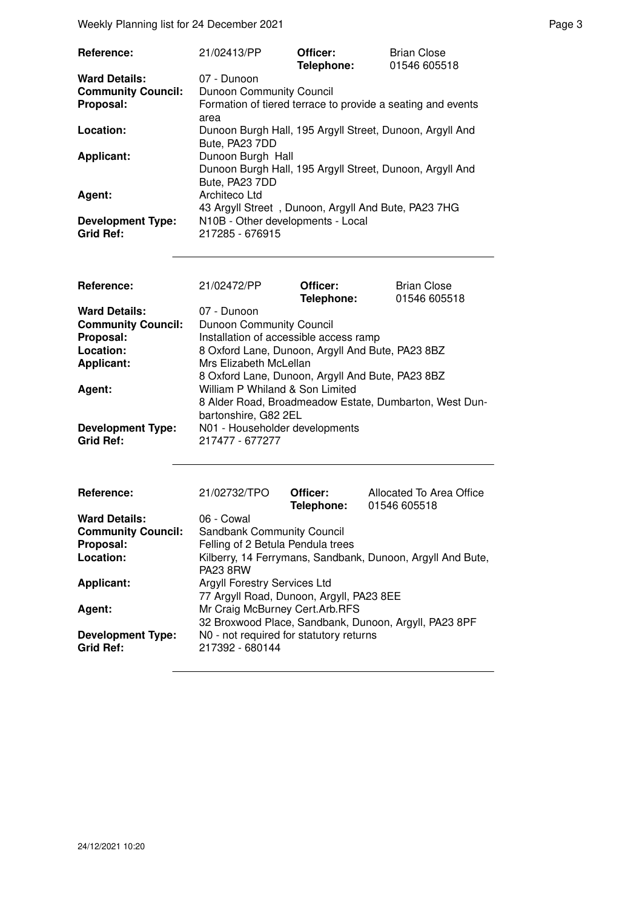| | | | |
|---|---|---|---|
| **Reference:** | 21/02413/PP | **Officer:** **Telephone:** | Brian Close 01546 605518 |
| **Ward Details:** | 07 - Dunoon | | |
| **Community Council:** | Dunoon Community Council | | |
| **Proposal:** | Formation of tiered terrace to provide a seating and events area | | |
| **Location:** | Dunoon Burgh Hall, 195 Argyll Street, Dunoon, Argyll And Bute, PA23 7DD | | |
| **Applicant:** | Dunoon Burgh Hall Dunoon Burgh Hall, 195 Argyll Street, Dunoon, Argyll And Bute, PA23 7DD | | |
| **Agent:** | Architeco Ltd 43 Argyll Street , Dunoon, Argyll And Bute, PA23 7HG | | |
| **Development Type:** | N10B - Other developments - Local | | |
| **Grid Ref:** | 217285 - 676915 | | |

| | | | |
|---|---|---|---|
| **Reference:** | 21/02472/PP | **Officer:** **Telephone:** | Brian Close 01546 605518 |
| **Ward Details:** | 07 - Dunoon | | |
| **Community Council:** | Dunoon Community Council | | |
| **Proposal:** | Installation of accessible access ramp | | |
| **Location:** | 8 Oxford Lane, Dunoon, Argyll And Bute, PA23 8BZ | | |
| **Applicant:** | Mrs Elizabeth McLellan 8 Oxford Lane, Dunoon, Argyll And Bute, PA23 8BZ | | |
| **Agent:** | William P Whiland & Son Limited 8 Alder Road, Broadmeadow Estate, Dumbarton, West Dunbartonshire, G82 2EL | | |
| **Development Type:** | N01 - Householder developments | | |
| **Grid Ref:** | 217477 - 677277 | | |

| | | | |
|---|---|---|---|
| **Reference:** | 21/02732/TPO | **Officer:** **Telephone:** | Allocated To Area Office 01546 605518 |
| **Ward Details:** | 06 - Cowal | | |
| **Community Council:** | Sandbank Community Council | | |
| **Proposal:** | Felling of 2 Betula Pendula trees | | |
| **Location:** | Kilberry, 14 Ferrymans, Sandbank, Dunoon, Argyll And Bute, PA23 8RW | | |
| **Applicant:** | Argyll Forestry Services Ltd 77 Argyll Road, Dunoon, Argyll, PA23 8EE | | |
| **Agent:** | Mr Craig McBurney Cert.Arb.RFS 32 Broxwood Place, Sandbank, Dunoon, Argyll, PA23 8PF | | |
| **Development Type:** | N0 - not required for statutory returns | | |
| **Grid Ref:** | 217392 - 680144 | | |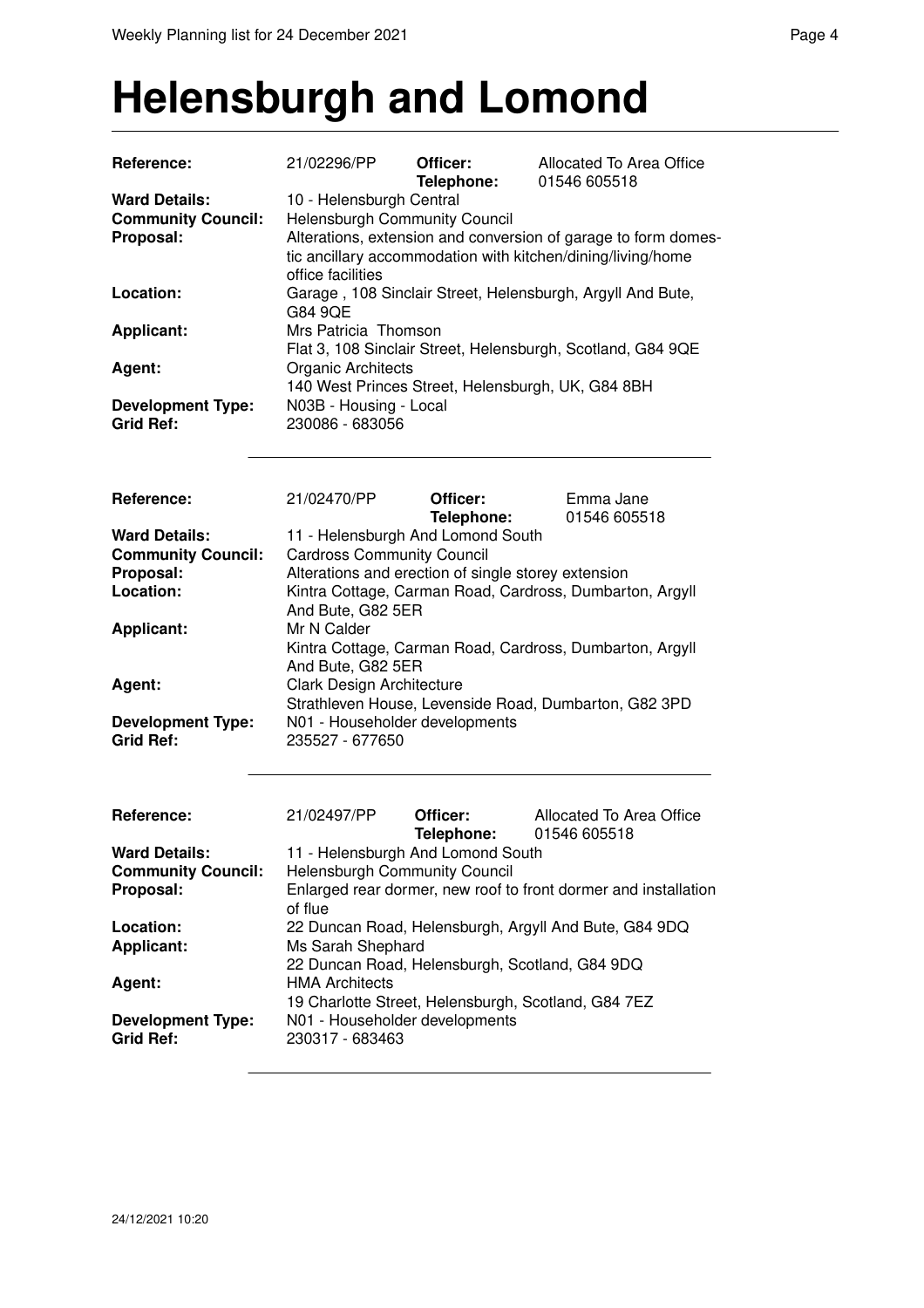# Helensburgh and Lomond

| | | | |
|---|---|---|---|
| **Reference:** | 21/02296/PP | **Officer:** **Telephone:** | Allocated To Area Office 01546 605518 |
| **Ward Details:** | 10 - Helensburgh Central | | |
| **Community Council:** | Helensburgh Community Council | | |
| **Proposal:** | Alterations, extension and conversion of garage to form domestic ancillary accommodation with kitchen/dining/living/home office facilities | | |
| **Location:** | Garage , 108 Sinclair Street, Helensburgh, Argyll And Bute, G84 9QE | | |
| **Applicant:** | Mrs Patricia Thomson<br>Flat 3, 108 Sinclair Street, Helensburgh, Scotland, G84 9QE | | |
| **Agent:** | Organic Architects<br>140 West Princes Street, Helensburgh, UK, G84 8BH | | |
| **Development Type:** | N03B - Housing - Local | | |
| **Grid Ref:** | 230086 - 683056 | | |

---

| | | | |
|---|---|---|---|
| **Reference:** | 21/02470/PP | **Officer:** **Telephone:** | Emma Jane 01546 605518 |
| **Ward Details:** | 11 - Helensburgh And Lomond South | | |
| **Community Council:** | Cardross Community Council | | |
| **Proposal:** | Alterations and erection of single storey extension | | |
| **Location:** | Kintra Cottage, Carman Road, Cardross, Dumbarton, Argyll And Bute, G82 5ER | | |
| **Applicant:** | Mr N Calder<br>Kintra Cottage, Carman Road, Cardross, Dumbarton, Argyll And Bute, G82 5ER | | |
| **Agent:** | Clark Design Architecture<br>Strathleven House, Levenside Road, Dumbarton, G82 3PD | | |
| **Development Type:** | N01 - Householder developments | | |
| **Grid Ref:** | 235527 - 677650 | | |

---

| | | | |
|---|---|---|---|
| **Reference:** | 21/02497/PP | **Officer:** **Telephone:** | Allocated To Area Office 01546 605518 |
| **Ward Details:** | 11 - Helensburgh And Lomond South | | |
| **Community Council:** | Helensburgh Community Council | | |
| **Proposal:** | Enlarged rear dormer, new roof to front dormer and installation of flue | | |
| **Location:** | 22 Duncan Road, Helensburgh, Argyll And Bute, G84 9DQ | | |
| **Applicant:** | Ms Sarah Shephard<br>22 Duncan Road, Helensburgh, Scotland, G84 9DQ | | |
| **Agent:** | HMA Architects<br>19 Charlotte Street, Helensburgh, Scotland, G84 7EZ | | |
| **Development Type:** | N01 - Householder developments | | |
| **Grid Ref:** | 230317 - 683463 | | |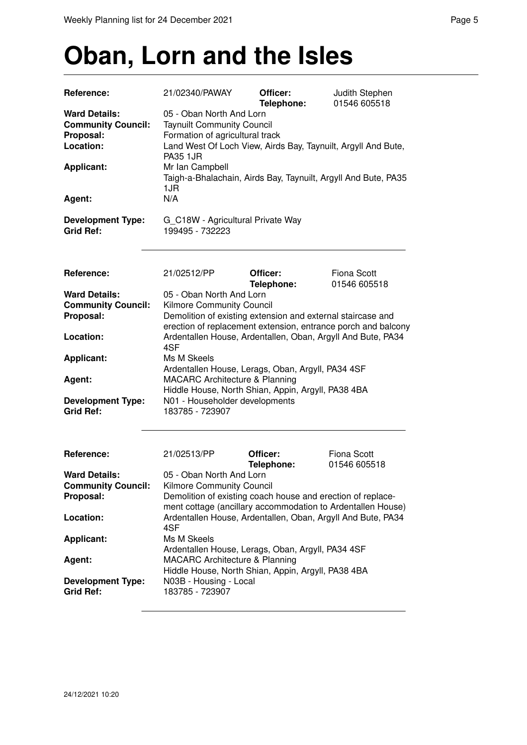# Oban, Lorn and the Isles

| | | | |
|---|---|---|---|
| **Reference:** | 21/02340/PAWAY | **Officer:**<br>**Telephone:** | Judith Stephen<br>01546 605518 |
| **Ward Details:** | 05 - Oban North And Lorn | | |
| **Community Council:** | Taynuilt Community Council | | |
| **Proposal:** | Formation of agricultural track | | |
| **Location:** | Land West Of Loch View, Airds Bay, Taynuilt, Argyll And Bute, PA35 1JR | | |
| **Applicant:** | Mr Ian Campbell<br>Taigh-a-Bhalachain, Airds Bay, Taynuilt, Argyll And Bute, PA35 1JR | | |
| **Agent:** | N/A | | |
| **Development Type:** | G_C18W - Agricultural Private Way | | |
| **Grid Ref:** | 199495 - 732223 | | |

| | | | |
|---|---|---|---|
| **Reference:** | 21/02512/PP | **Officer:**<br>**Telephone:** | Fiona Scott<br>01546 605518 |
| **Ward Details:** | 05 - Oban North And Lorn | | |
| **Community Council:** | Kilmore Community Council | | |
| **Proposal:** | Demolition of existing extension and external staircase and erection of replacement extension, entrance porch and balcony | | |
| **Location:** | Ardentallen House, Ardentallen, Oban, Argyll And Bute, PA34 4SF | | |
| **Applicant:** | Ms M Skeels<br>Ardentallen House, Lerags, Oban, Argyll, PA34 4SF | | |
| **Agent:** | MACARC Architecture & Planning<br>Hiddle House, North Shian, Appin, Argyll, PA38 4BA | | |
| **Development Type:** | N01 - Householder developments | | |
| **Grid Ref:** | 183785 - 723907 | | |

| | | | |
|---|---|---|---|
| **Reference:** | 21/02513/PP | **Officer:**<br>**Telephone:** | Fiona Scott<br>01546 605518 |
| **Ward Details:** | 05 - Oban North And Lorn | | |
| **Community Council:** | Kilmore Community Council | | |
| **Proposal:** | Demolition of existing coach house and erection of replacement cottage (ancillary accommodation to Ardentallen House) | | |
| **Location:** | Ardentallen House, Ardentallen, Oban, Argyll And Bute, PA34 4SF | | |
| **Applicant:** | Ms M Skeels<br>Ardentallen House, Lerags, Oban, Argyll, PA34 4SF | | |
| **Agent:** | MACARC Architecture & Planning<br>Hiddle House, North Shian, Appin, Argyll, PA38 4BA | | |
| **Development Type:** | N03B - Housing - Local | | |
| **Grid Ref:** | 183785 - 723907 | | |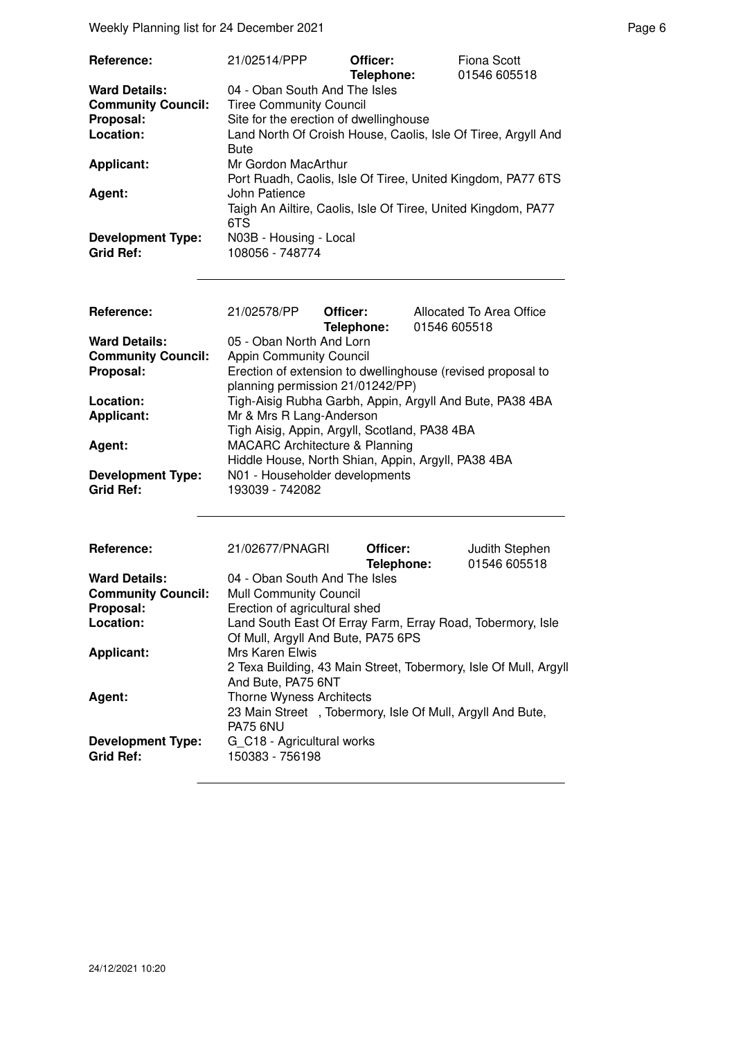| | | | |
|---|---|---|---|
| **Reference:** | 21/02514/PPP | **Officer:** **Telephone:** | Fiona Scott 01546 605518 |
| **Ward Details:** | 04 - Oban South And The Isles | | |
| **Community Council:** | Tiree Community Council | | |
| **Proposal:** | Site for the erection of dwellinghouse | | |
| **Location:** | Land North Of Croish House, Caolis, Isle Of Tiree, Argyll And Bute | | |
| **Applicant:** | Mr Gordon MacArthur<br>Port Ruadh, Caolis, Isle Of Tiree, United Kingdom, PA77 6TS | | |
| **Agent:** | John Patience<br>Taigh An Ailtire, Caolis, Isle Of Tiree, United Kingdom, PA77 6TS | | |
| **Development Type:** | N03B - Housing - Local | | |
| **Grid Ref:** | 108056 - 748774 | | |

| | | | |
|---|---|---|---|
| **Reference:** | 21/02578/PP | **Officer:** **Telephone:** | Allocated To Area Office 01546 605518 |
| **Ward Details:** | 05 - Oban North And Lorn | | |
| **Community Council:** | Appin Community Council | | |
| **Proposal:** | Erection of extension to dwellinghouse (revised proposal to planning permission 21/01242/PP) | | |
| **Location:** | Tigh-Aisig Rubha Garbh, Appin, Argyll And Bute, PA38 4BA | | |
| **Applicant:** | Mr & Mrs R Lang-Anderson<br>Tigh Aisig, Appin, Argyll, Scotland, PA38 4BA | | |
| **Agent:** | MACARC Architecture & Planning<br>Hiddle House, North Shian, Appin, Argyll, PA38 4BA | | |
| **Development Type:** | N01 - Householder developments | | |
| **Grid Ref:** | 193039 - 742082 | | |

| | | | |
|---|---|---|---|
| **Reference:** | 21/02677/PNAGRI | **Officer:** **Telephone:** | Judith Stephen 01546 605518 |
| **Ward Details:** | 04 - Oban South And The Isles | | |
| **Community Council:** | Mull Community Council | | |
| **Proposal:** | Erection of agricultural shed | | |
| **Location:** | Land South East Of Erray Farm, Erray Road, Tobermory, Isle Of Mull, Argyll And Bute, PA75 6PS | | |
| **Applicant:** | Mrs Karen Elwis<br>2 Texa Building, 43 Main Street, Tobermory, Isle Of Mull, Argyll And Bute, PA75 6NT | | |
| **Agent:** | Thorne Wyness Architects<br>23 Main Street , Tobermory, Isle Of Mull, Argyll And Bute, PA75 6NU | | |
| **Development Type:** | G_C18 - Agricultural works | | |
| **Grid Ref:** | 150383 - 756198 | | |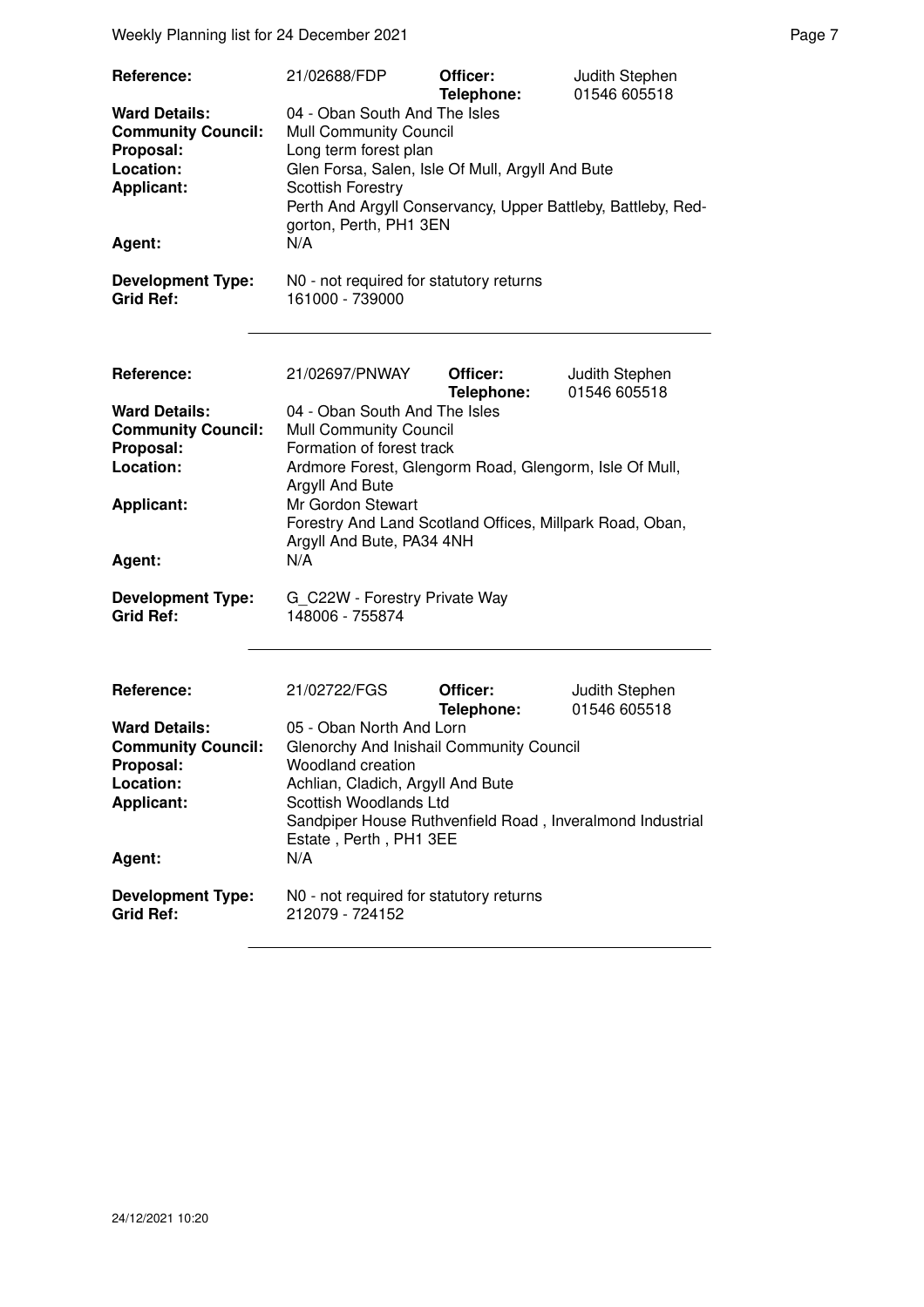| | | | |
|---|---|---|---|
| **Reference:** | 21/02688/FDP | **Officer:** **Telephone:** | Judith Stephen 01546 605518 |
| **Ward Details:** | 04 - Oban South And The Isles | | |
| **Community Council:** | Mull Community Council | | |
| **Proposal:** | Long term forest plan | | |
| **Location:** | Glen Forsa, Salen, Isle Of Mull, Argyll And Bute | | |
| **Applicant:** | Scottish Forestry Perth And Argyll Conservancy, Upper Battleby, Battleby, Redgorton, Perth, PH1 3EN | | |
| **Agent:** | N/A | | |
| **Development Type:** | N0 - not required for statutory returns | | |
| **Grid Ref:** | 161000 - 739000 | | |

| | | | |
|---|---|---|---|
| **Reference:** | 21/02697/PNWAY | **Officer:** **Telephone:** | Judith Stephen 01546 605518 |
| **Ward Details:** | 04 - Oban South And The Isles | | |
| **Community Council:** | Mull Community Council | | |
| **Proposal:** | Formation of forest track | | |
| **Location:** | Ardmore Forest, Glengorm Road, Glengorm, Isle Of Mull, Argyll And Bute | | |
| **Applicant:** | Mr Gordon Stewart Forestry And Land Scotland Offices, Millpark Road, Oban, Argyll And Bute, PA34 4NH | | |
| **Agent:** | N/A | | |
| **Development Type:** | G_C22W - Forestry Private Way | | |
| **Grid Ref:** | 148006 - 755874 | | |

| | | | |
|---|---|---|---|
| **Reference:** | 21/02722/FGS | **Officer:** **Telephone:** | Judith Stephen 01546 605518 |
| **Ward Details:** | 05 - Oban North And Lorn | | |
| **Community Council:** | Glenorchy And Inishail Community Council | | |
| **Proposal:** | Woodland creation | | |
| **Location:** | Achlian, Cladich, Argyll And Bute | | |
| **Applicant:** | Scottish Woodlands Ltd Sandpiper House Ruthvenfield Road , Inveralmond Industrial Estate , Perth , PH1 3EE | | |
| **Agent:** | N/A | | |
| **Development Type:** | N0 - not required for statutory returns | | |
| **Grid Ref:** | 212079 - 724152 | | |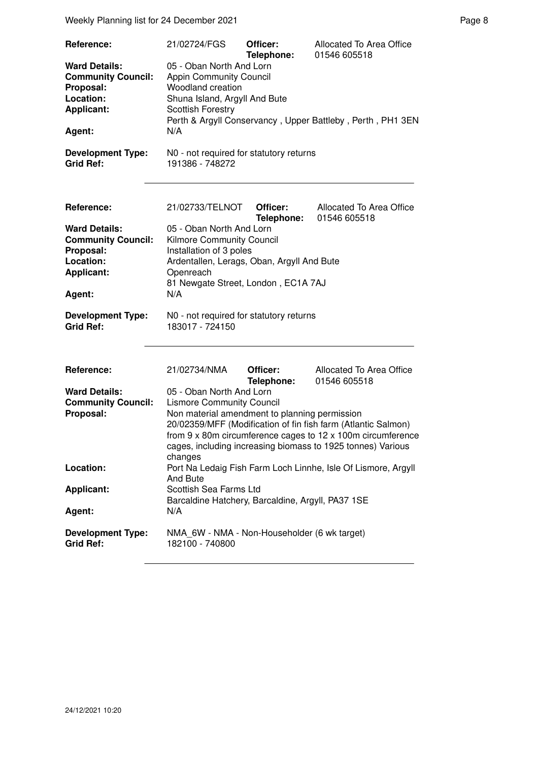| | | | |
|---|---|---|---|
| **Reference:** | 21/02724/FGS | **Officer:** **Telephone:** | Allocated To Area Office 01546 605518 |
| **Ward Details:** | 05 - Oban North And Lorn | | |
| **Community Council:** | Appin Community Council | | |
| **Proposal:** | Woodland creation | | |
| **Location:** | Shuna Island, Argyll And Bute | | |
| **Applicant:** | Scottish Forestry Perth & Argyll Conservancy , Upper Battleby , Perth , PH1 3EN | | |
| **Agent:** | N/A | | |
| **Development Type:** | N0 - not required for statutory returns | | |
| **Grid Ref:** | 191386 - 748272 | | |

| | | | |
|---|---|---|---|
| **Reference:** | 21/02733/TELNOT | **Officer:** **Telephone:** | Allocated To Area Office 01546 605518 |
| **Ward Details:** | 05 - Oban North And Lorn | | |
| **Community Council:** | Kilmore Community Council | | |
| **Proposal:** | Installation of 3 poles | | |
| **Location:** | Ardentallen, Lerags, Oban, Argyll And Bute | | |
| **Applicant:** | Openreach 81 Newgate Street, London , EC1A 7AJ | | |
| **Agent:** | N/A | | |
| **Development Type:** | N0 - not required for statutory returns | | |
| **Grid Ref:** | 183017 - 724150 | | |

| | | | |
|---|---|---|---|
| **Reference:** | 21/02734/NMA | **Officer:** **Telephone:** | Allocated To Area Office 01546 605518 |
| **Ward Details:** | 05 - Oban North And Lorn | | |
| **Community Council:** | Lismore Community Council | | |
| **Proposal:** | Non material amendment to planning permission 20/02359/MFF (Modification of fin fish farm (Atlantic Salmon) from 9 x 80m circumference cages to 12 x 100m circumference cages, including increasing biomass to 1925 tonnes) Various changes | | |
| **Location:** | Port Na Ledaig Fish Farm Loch Linnhe, Isle Of Lismore, Argyll And Bute | | |
| **Applicant:** | Scottish Sea Farms Ltd Barcaldine Hatchery, Barcaldine, Argyll, PA37 1SE | | |
| **Agent:** | N/A | | |
| **Development Type:** | NMA_6W - NMA - Non-Householder (6 wk target) | | |
| **Grid Ref:** | 182100 - 740800 | | |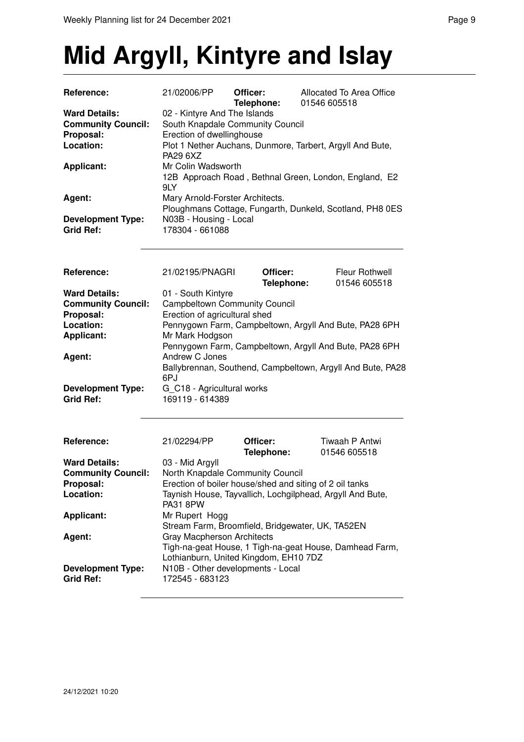# Mid Argyll, Kintyre and Islay

| | | | |
|---|---|---|---|
| **Reference:** | 21/02006/PP | **Officer:** | Allocated To Area Office |
| | | **Telephone:** | 01546 605518 |
| **Ward Details:** | 02 - Kintyre And The Islands | | |
| **Community Council:** | South Knapdale Community Council | | |
| **Proposal:** | Erection of dwellinghouse | | |
| **Location:** | Plot 1 Nether Auchans, Dunmore, Tarbert, Argyll And Bute, PA29 6XZ | | |
| **Applicant:** | Mr Colin Wadsworth | | |
| | 12B Approach Road , Bethnal Green, London, England, E2 9LY | | |
| **Agent:** | Mary Arnold-Forster Architects. | | |
| | Ploughmans Cottage, Fungarth, Dunkeld, Scotland, PH8 0ES | | |
| **Development Type:** | N03B - Housing - Local | | |
| **Grid Ref:** | 178304 - 661088 | | |

---

| | | | |
|---|---|---|---|
| **Reference:** | 21/02195/PNAGRI | **Officer:** | Fleur Rothwell |
| | | **Telephone:** | 01546 605518 |
| **Ward Details:** | 01 - South Kintyre | | |
| **Community Council:** | Campbeltown Community Council | | |
| **Proposal:** | Erection of agricultural shed | | |
| **Location:** | Pennygown Farm, Campbeltown, Argyll And Bute, PA28 6PH | | |
| **Applicant:** | Mr Mark Hodgson | | |
| | Pennygown Farm, Campbeltown, Argyll And Bute, PA28 6PH | | |
| **Agent:** | Andrew C Jones | | |
| | Ballybrennan, Southend, Campbeltown, Argyll And Bute, PA28 6PJ | | |
| **Development Type:** | G_C18 - Agricultural works | | |
| **Grid Ref:** | 169119 - 614389 | | |

---

| | | | |
|---|---|---|---|
| **Reference:** | 21/02294/PP | **Officer:** | Tiwaah P Antwi |
| | | **Telephone:** | 01546 605518 |
| **Ward Details:** | 03 - Mid Argyll | | |
| **Community Council:** | North Knapdale Community Council | | |
| **Proposal:** | Erection of boiler house/shed and siting of 2 oil tanks | | |
| **Location:** | Taynish House, Tayvallich, Lochgilphead, Argyll And Bute, PA31 8PW | | |
| **Applicant:** | Mr Rupert Hogg | | |
| | Stream Farm, Broomfield, Bridgewater, UK, TA52EN | | |
| **Agent:** | Gray Macpherson Architects | | |
| | Tigh-na-geat House, 1 Tigh-na-geat House, Damhead Farm, Lothianburn, United Kingdom, EH10 7DZ | | |
| **Development Type:** | N10B - Other developments - Local | | |
| **Grid Ref:** | 172545 - 683123 | | |

---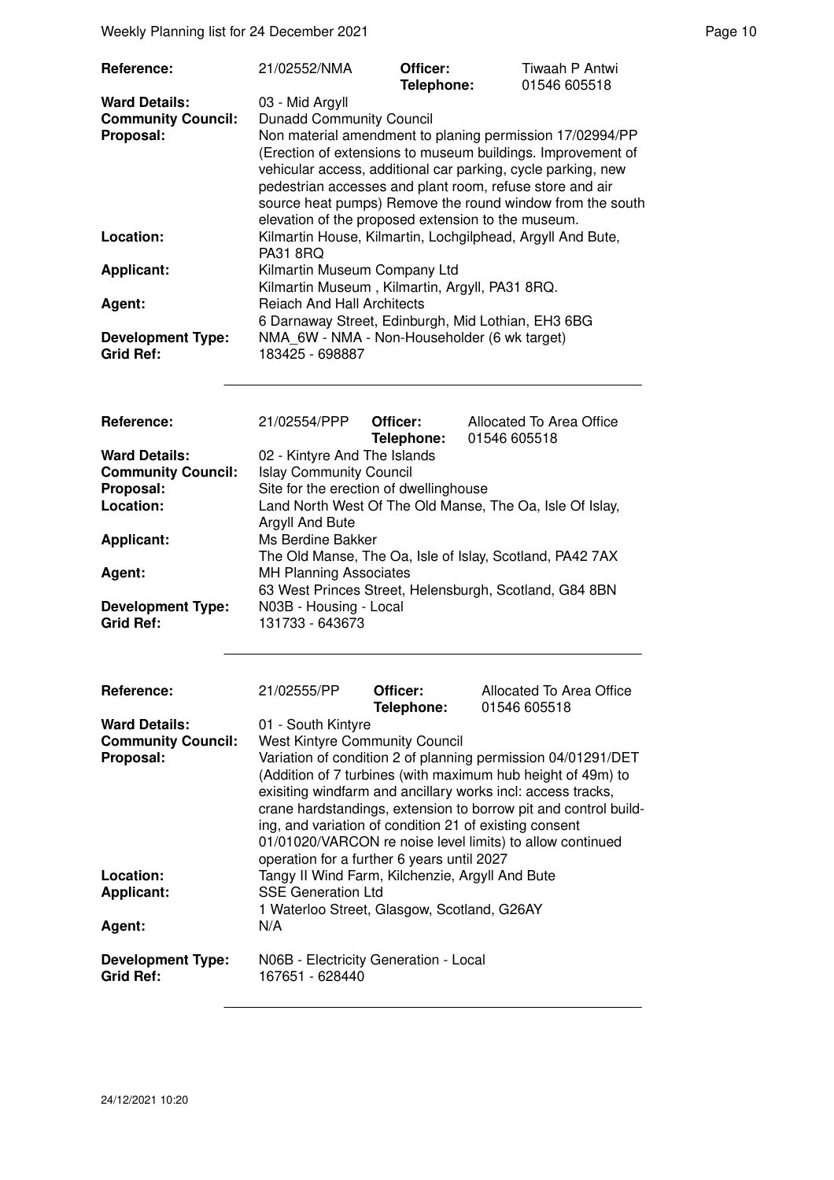| | | | |
|---|---|---|---|
| **Reference:** | 21/02552/NMA | **Officer:** **Telephone:** | Tiwaah P Antwi 01546 605518 |
| **Ward Details:** | 03 - Mid Argyll | | |
| **Community Council:** | Dunadd Community Council | | |
| **Proposal:** | Non material amendment to planing permission 17/02994/PP (Erection of extensions to museum buildings. Improvement of vehicular access, additional car parking, cycle parking, new pedestrian accesses and plant room, refuse store and air source heat pumps) Remove the round window from the south elevation of the proposed extension to the museum. | | |
| **Location:** | Kilmartin House, Kilmartin, Lochgilphead, Argyll And Bute, PA31 8RQ | | |
| **Applicant:** | Kilmartin Museum Company Ltd Kilmartin Museum , Kilmartin, Argyll, PA31 8RQ. | | |
| **Agent:** | Reiach And Hall Architects 6 Darnaway Street, Edinburgh, Mid Lothian, EH3 6BG | | |
| **Development Type:** | NMA_6W - NMA - Non-Householder (6 wk target) | | |
| **Grid Ref:** | 183425 - 698887 | | |

| | | | |
|---|---|---|---|
| **Reference:** | 21/02554/PPP | **Officer:** **Telephone:** | Allocated To Area Office 01546 605518 |
| **Ward Details:** | 02 - Kintyre And The Islands | | |
| **Community Council:** | Islay Community Council | | |
| **Proposal:** | Site for the erection of dwellinghouse | | |
| **Location:** | Land North West Of The Old Manse, The Oa, Isle Of Islay, Argyll And Bute | | |
| **Applicant:** | Ms Berdine Bakker The Old Manse, The Oa, Isle of Islay, Scotland, PA42 7AX | | |
| **Agent:** | MH Planning Associates 63 West Princes Street, Helensburgh, Scotland, G84 8BN | | |
| **Development Type:** | N03B - Housing - Local | | |
| **Grid Ref:** | 131733 - 643673 | | |

| | | | |
|---|---|---|---|
| **Reference:** | 21/02555/PP | **Officer:** **Telephone:** | Allocated To Area Office 01546 605518 |
| **Ward Details:** | 01 - South Kintyre | | |
| **Community Council:** | West Kintyre Community Council | | |
| **Proposal:** | Variation of condition 2 of planning permission 04/01291/DET (Addition of 7 turbines (with maximum hub height of 49m) to exisiting windfarm and ancillary works incl: access tracks, crane hardstandings, extension to borrow pit and control building, and variation of condition 21 of existing consent 01/01020/VARCON re noise level limits) to allow continued operation for a further 6 years until 2027 | | |
| **Location:** | Tangy II Wind Farm, Kilchenzie, Argyll And Bute | | |
| **Applicant:** | SSE Generation Ltd 1 Waterloo Street, Glasgow, Scotland, G26AY | | |
| **Agent:** | N/A | | |
| **Development Type:** | N06B - Electricity Generation - Local | | |
| **Grid Ref:** | 167651 - 628440 | | |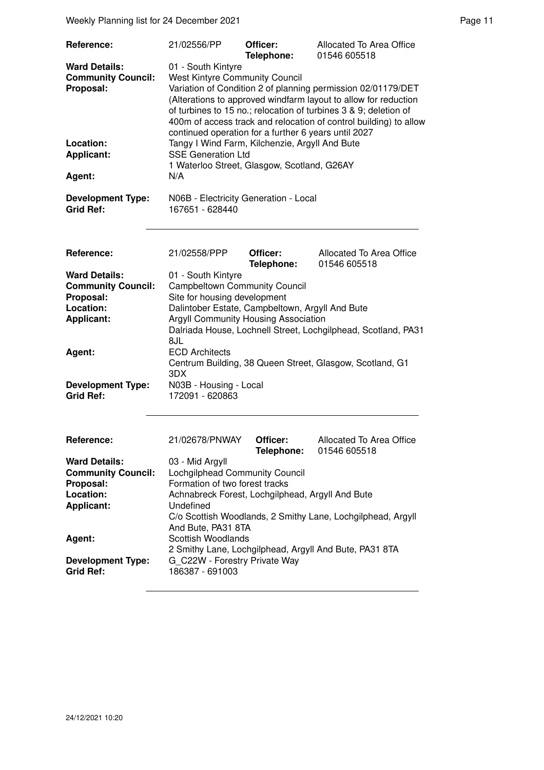| | | | |
|---|---|---|---|
| **Reference:** | 21/02556/PP | **Officer:** **Telephone:** | Allocated To Area Office 01546 605518 |
| **Ward Details:** | 01 - South Kintyre | | |
| **Community Council:** | West Kintyre Community Council | | |
| **Proposal:** | Variation of Condition 2 of planning permission 02/01179/DET (Alterations to approved windfarm layout to allow for reduction of turbines to 15 no.; relocation of turbines 3 & 9; deletion of 400m of access track and relocation of control building) to allow continued operation for a further 6 years until 2027 | | |
| **Location:** | Tangy I Wind Farm, Kilchenzie, Argyll And Bute | | |
| **Applicant:** | SSE Generation Ltd 1 Waterloo Street, Glasgow, Scotland, G26AY | | |
| **Agent:** | N/A | | |
| **Development Type:** | N06B - Electricity Generation - Local | | |
| **Grid Ref:** | 167651 - 628440 | | |

| | | | |
|---|---|---|---|
| **Reference:** | 21/02558/PPP | **Officer:** **Telephone:** | Allocated To Area Office 01546 605518 |
| **Ward Details:** | 01 - South Kintyre | | |
| **Community Council:** | Campbeltown Community Council | | |
| **Proposal:** | Site for housing development | | |
| **Location:** | Dalintober Estate, Campbeltown, Argyll And Bute | | |
| **Applicant:** | Argyll Community Housing Association Dalriada House, Lochnell Street, Lochgilphead, Scotland, PA31 8JL | | |
| **Agent:** | ECD Architects Centrum Building, 38 Queen Street, Glasgow, Scotland, G1 3DX | | |
| **Development Type:** | N03B - Housing - Local | | |
| **Grid Ref:** | 172091 - 620863 | | |

| | | | |
|---|---|---|---|
| **Reference:** | 21/02678/PNWAY | **Officer:** **Telephone:** | Allocated To Area Office 01546 605518 |
| **Ward Details:** | 03 - Mid Argyll | | |
| **Community Council:** | Lochgilphead Community Council | | |
| **Proposal:** | Formation of two forest tracks | | |
| **Location:** | Achnabreck Forest, Lochgilphead, Argyll And Bute | | |
| **Applicant:** | Undefined C/o Scottish Woodlands, 2 Smithy Lane, Lochgilphead, Argyll And Bute, PA31 8TA | | |
| **Agent:** | Scottish Woodlands 2 Smithy Lane, Lochgilphead, Argyll And Bute, PA31 8TA | | |
| **Development Type:** | G_C22W - Forestry Private Way | | |
| **Grid Ref:** | 186387 - 691003 | | |